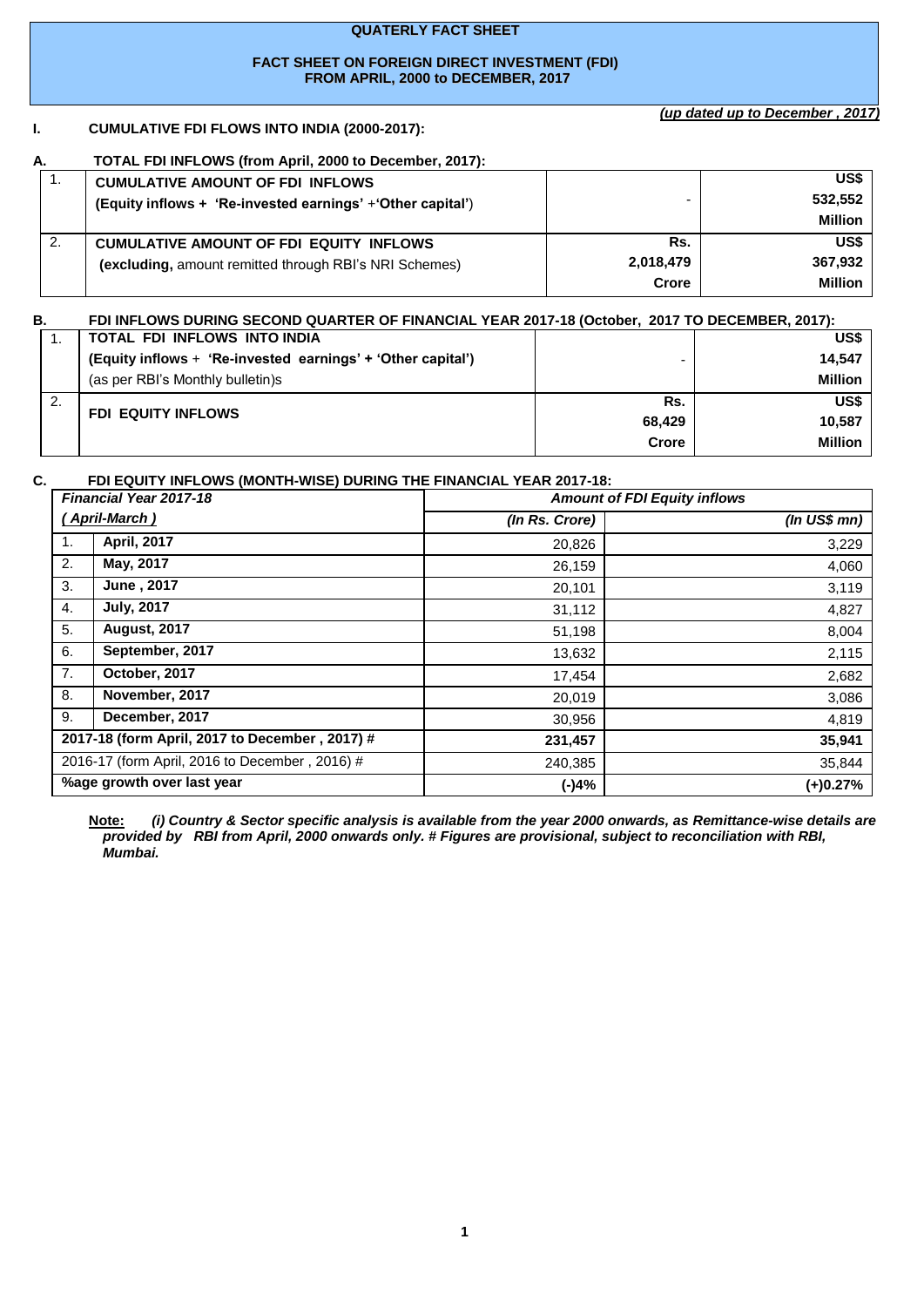# QUATERLY FACT SHEET

## FACT SHEET ON FOREIGN DIRECT INVESTMENT (FDI) FROM APRIL, 2000 to DECEMBER, 2017

*(up dated up to December , 2017)*

### I. CUMULATIVE FDI FLOWS INTO INDIA (2000-2017):

### A. TOTAL FDI INFLOWS (from April, 2000 to December, 2017):

| | | | |
|---|---|---|---|
| 1. | **CUMULATIVE AMOUNT OF FDI INFLOWS** **(Equity inflows + 'Re-invested earnings' +'Other capital')** | - | **US$ 532,552 Million** |
| 2. | **CUMULATIVE AMOUNT OF FDI EQUITY INFLOWS** **(excluding,** amount remitted through RBI's NRI Schemes) | **Rs. 2,018,479 Crore** | **US$ 367,932 Million** |

### B. FDI INFLOWS DURING SECOND QUARTER OF FINANCIAL YEAR 2017-18 (October, 2017 TO DECEMBER, 2017):

| | | | |
|---|---|---|---|
| 1. | **TOTAL FDI INFLOWS INTO INDIA** **(Equity inflows + 'Re-invested earnings' + 'Other capital')** (as per RBI's Monthly bulletin)s | - | **US$ 14,547 Million** |
| 2. | **FDI EQUITY INFLOWS** | **Rs. 68,429 Crore** | **US$ 10,587 Million** |

### C. FDI EQUITY INFLOWS (MONTH-WISE) DURING THE FINANCIAL YEAR 2017-18:

| ***Financial Year 2017-18*** | | ***Amount of FDI Equity inflows*** | |
|---|---|---|---|
| ***( April-March )*** | | ***(In Rs. Crore)*** | ***(In US$ mn)*** |
| 1. | **April, 2017** | 20,826 | 3,229 |
| 2. | **May, 2017** | 26,159 | 4,060 |
| 3. | **June , 2017** | 20,101 | 3,119 |
| 4. | **July, 2017** | 31,112 | 4,827 |
| 5. | **August, 2017** | 51,198 | 8,004 |
| 6. | **September, 2017** | 13,632 | 2,115 |
| 7. | **October, 2017** | 17,454 | 2,682 |
| 8. | **November, 2017** | 20,019 | 3,086 |
| 9. | **December, 2017** | 30,956 | 4,819 |
| **2017-18 (form April, 2017 to December , 2017) #** | | **231,457** | **35,941** |
| 2016-17 (form April, 2016 to December , 2016) # | | 240,385 | 35,844 |
| **%age growth over last year** | | **(-)4%** | **(+)0.27%** |

**Note:** ***(i) Country & Sector specific analysis is available from the year 2000 onwards, as Remittance-wise details are provided by RBI from April, 2000 onwards only. # Figures are provisional, subject to reconciliation with RBI, Mumbai.***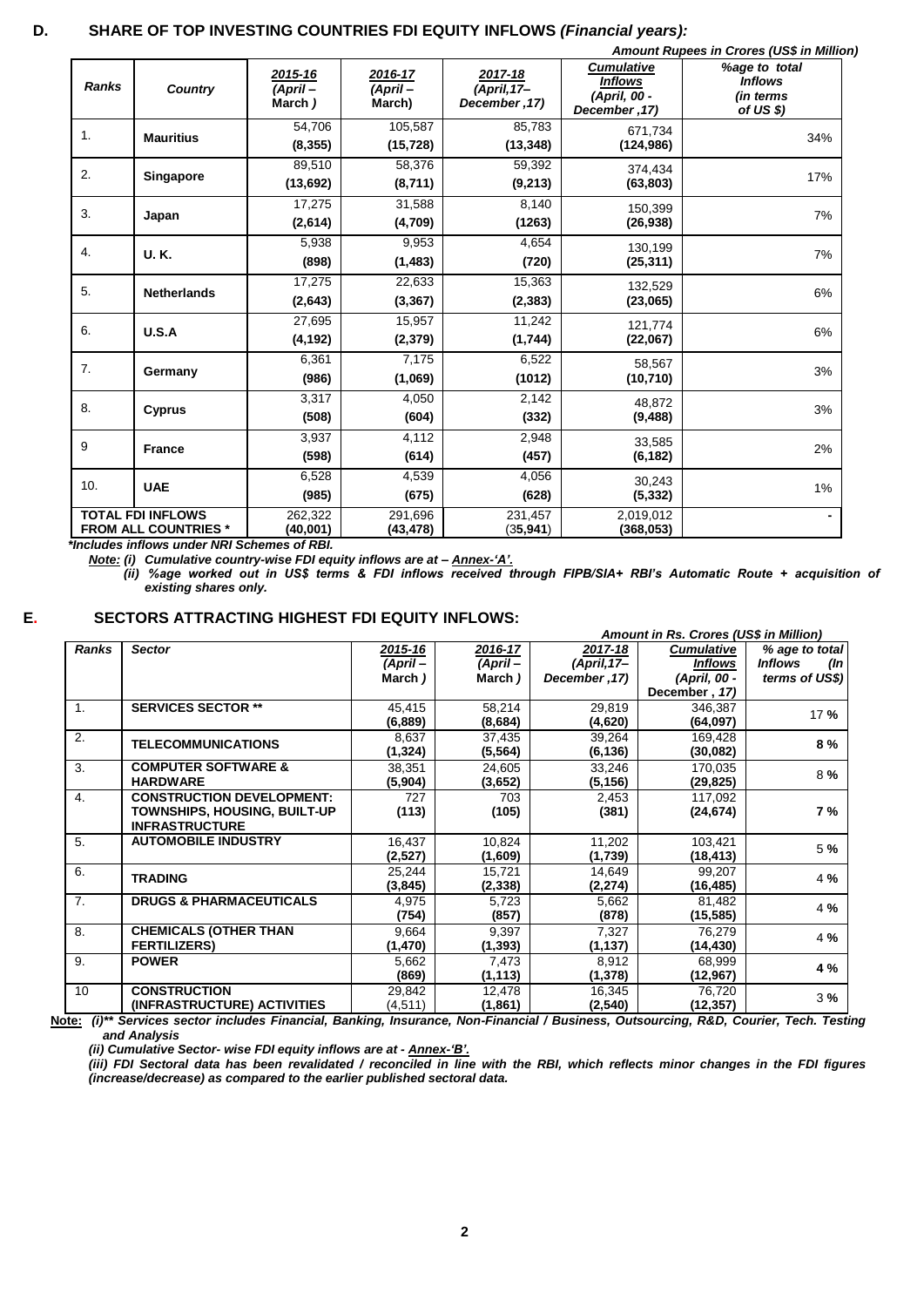## D. SHARE OF TOP INVESTING COUNTRIES FDI EQUITY INFLOWS *(Financial years):*

***Amount Rupees in Crores (US$ in Million)***

| Ranks | Country | 2015-16 (April – March ) | 2016-17 (April – March) | 2017-18 (April,17– December ,17) | Cumulative Inflows (April, 00 - December ,17) | %age to total Inflows (in terms of US $) |
|---|---|---|---|---|---|---|
| 1. | **Mauritius** | 54,706 **(8,355)** | 105,587 **(15,728)** | 85,783 **(13,348)** | 671,734 **(124,986)** | 34% |
| 2. | **Singapore** | 89,510 **(13,692)** | 58,376 **(8,711)** | 59,392 **(9,213)** | 374,434 **(63,803)** | 17% |
| 3. | **Japan** | 17,275 **(2,614)** | 31,588 **(4,709)** | 8,140 **(1263)** | 150,399 **(26,938)** | 7% |
| 4. | **U. K.** | 5,938 **(898)** | 9,953 **(1,483)** | 4,654 **(720)** | 130,199 **(25,311)** | 7% |
| 5. | **Netherlands** | 17,275 **(2,643)** | 22,633 **(3,367)** | 15,363 **(2,383)** | 132,529 **(23,065)** | 6% |
| 6. | **U.S.A** | 27,695 **(4,192)** | 15,957 **(2,379)** | 11,242 **(1,744)** | 121,774 **(22,067)** | 6% |
| 7. | **Germany** | 6,361 **(986)** | 7,175 **(1,069)** | 6,522 **(1012)** | 58,567 **(10,710)** | 3% |
| 8. | **Cyprus** | 3,317 **(508)** | 4,050 **(604)** | 2,142 **(332)** | 48,872 **(9,488)** | 3% |
| 9 | **France** | 3,937 **(598)** | 4,112 **(614)** | 2,948 **(457)** | 33,585 **(6,182)** | 2% |
| 10. | **UAE** | 6,528 **(985)** | 4,539 **(675)** | 4,056 **(628)** | 30,243 **(5,332)** | 1% |
| **TOTAL FDI INFLOWS FROM ALL COUNTRIES *** | | 262,322 **(40,001)** | 291,696 **(43,478)** | 231,457 (3**5,941**) | 2,019,012 **(368,053)** | - |

***Includes inflows under NRI Schemes of RBI.***

***Note: (i) Cumulative country-wise FDI equity inflows are at – Annex-'A'.***

***(ii) %age worked out in US$ terms & FDI inflows received through FIPB/SIA+ RBI's Automatic Route + acquisition of existing shares only.***

## E. SECTORS ATTRACTING HIGHEST FDI EQUITY INFLOWS:

***Amount in Rs. Crores (US$ in Million)***

| Ranks | Sector | 2015-16 (April – March ) | 2016-17 (April – March ) | 2017-18 (April,17– December ,17) | Cumulative Inflows (April, 00 - December , 17) | % age to total Inflows (In terms of US$) |
|---|---|---|---|---|---|---|
| 1. | **SERVICES SECTOR **** | 45,415 **(6,889)** | 58,214 **(8,684)** | 29,819 **(4,620)** | 346,387 **(64,097)** | 17 **%** |
| 2. | **TELECOMMUNICATIONS** | 8,637 **(1,324)** | 37,435 **(5,564)** | 39,264 **(6,136)** | 169,428 **(30,082)** | **8 %** |
| 3. | **COMPUTER SOFTWARE & HARDWARE** | 38,351 **(5,904)** | 24,605 **(3,652)** | 33,246 **(5,156)** | 170,035 **(29,825)** | 8 **%** |
| 4. | **CONSTRUCTION DEVELOPMENT: TOWNSHIPS, HOUSING, BUILT-UP INFRASTRUCTURE** | 727 **(113)** | 703 **(105)** | 2,453 **(381)** | 117,092 **(24,674)** | **7 %** |
| 5. | **AUTOMOBILE INDUSTRY** | 16,437 **(2,527)** | 10,824 **(1,609)** | 11,202 **(1,739)** | 103,421 **(18,413)** | 5 **%** |
| 6. | **TRADING** | 25,244 **(3,845)** | 15,721 **(2,338)** | 14,649 **(2,274)** | 99,207 **(16,485)** | 4 **%** |
| 7. | **DRUGS & PHARMACEUTICALS** | 4,975 **(754)** | 5,723 **(857)** | 5,662 **(878)** | 81,482 **(15,585)** | 4 **%** |
| 8. | **CHEMICALS (OTHER THAN FERTILIZERS)** | 9,664 **(1,470)** | 9,397 **(1,393)** | 7,327 **(1,137)** | 76,279 **(14,430)** | 4 **%** |
| 9. | **POWER** | 5,662 **(869)** | 7,473 **(1,113)** | 8,912 **(1,378)** | 68,999 **(12,967)** | **4 %** |
| 10 | **CONSTRUCTION (INFRASTRUCTURE) ACTIVITIES** | 29,842 (4,511) | 12,478 **(1,861)** | 16,345 **(2,540)** | 76,720 **(12,357)** | 3 **%** |

**Note:** ***(i)** Services sector includes Financial, Banking, Insurance, Non-Financial / Business, Outsourcing, R&D, Courier, Tech. Testing and Analysis***

***(ii) Cumulative Sector- wise FDI equity inflows are at - Annex-'B'.***

***(iii) FDI Sectoral data has been revalidated / reconciled in line with the RBI, which reflects minor changes in the FDI figures (increase/decrease) as compared to the earlier published sectoral data.***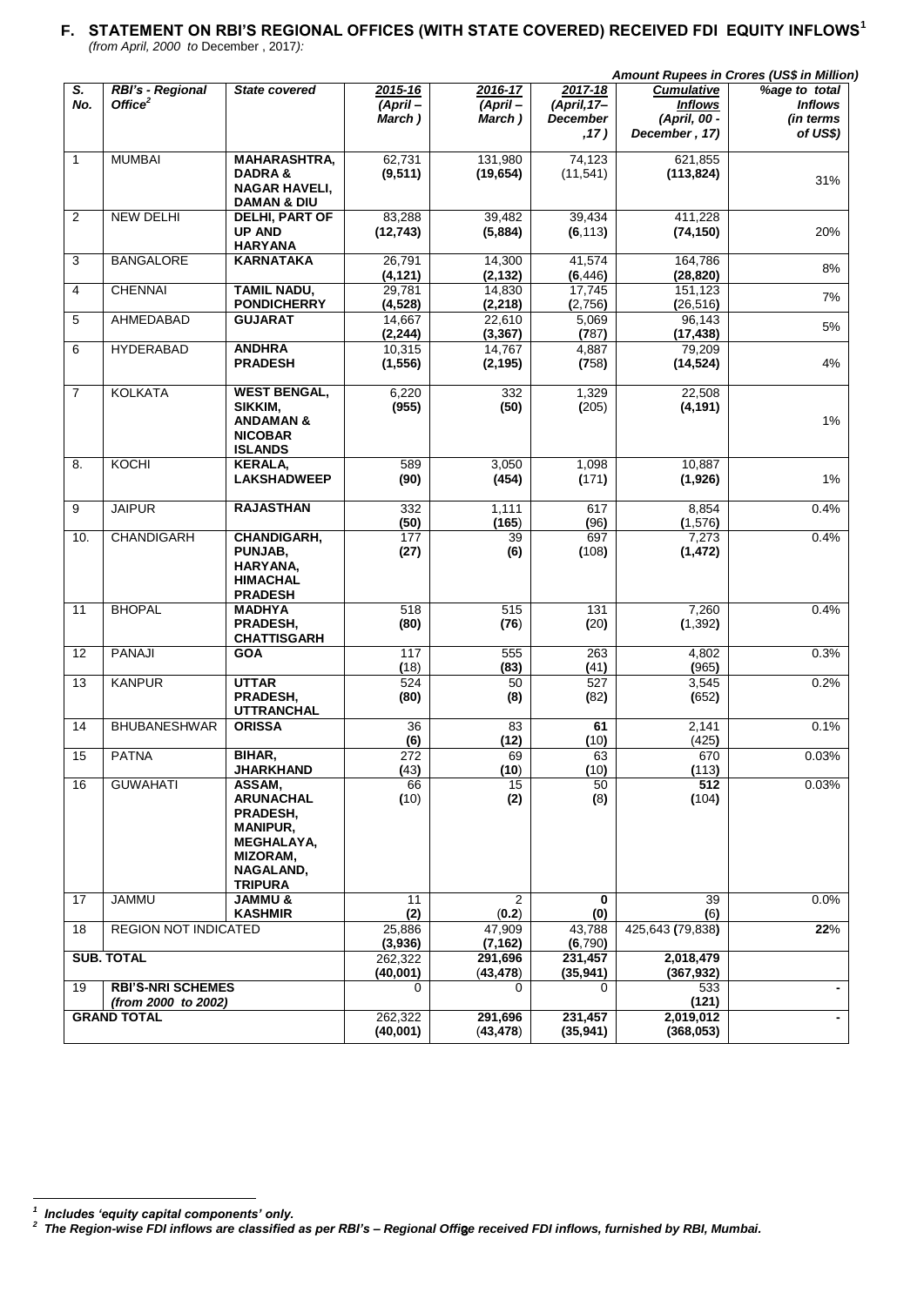## F. STATEMENT ON RBI'S REGIONAL OFFICES (WITH STATE COVERED) RECEIVED FDI EQUITY INFLOWS[1]

*(from April, 2000 to December , 2017):*

***Amount Rupees in Crores (US$ in Million)***

| S. No. | RBI's - Regional Office[2] | State covered | 2015-16 (April – March ) | 2016-17 (April – March ) | 2017-18 (April,17– December ,17 ) | Cumulative Inflows (April, 00 - December , 17) | %age to total Inflows (in terms of US$) |
|---|---|---|---|---|---|---|---|
| 1 | MUMBAI | MAHARASHTRA, DADRA & NAGAR HAVELI, DAMAN & DIU | 62,731 **(9,511)** | 131,980 **(19,654)** | 74,123 (11,541) | 621,855 **(113,824)** | 31% |
| 2 | NEW DELHI | DELHI, PART OF UP AND HARYANA | 83,288 **(12,743)** | 39,482 **(5,884)** | 39,434 **(6**,113**)** | 411,228 **(74,150)** | 20% |
| 3 | BANGALORE | KARNATAKA | 26,791 **(4,121)** | 14,300 **(2,132)** | 41,574 **(6**,446**)** | 164,786 **(28,820)** | 8% |
| 4 | CHENNAI | TAMIL NADU, PONDICHERRY | 29,781 **(4,528)** | 14,830 **(2,218)** | 17,745 **(**2,756**)** | 151,123 **(**26,516**)** | 7% |
| 5 | AHMEDABAD | GUJARAT | 14,667 **(2,244)** | 22,610 **(3,367)** | 5,069 **(7**87**)** | 96,143 **(17,438)** | 5% |
| 6 | HYDERABAD | ANDHRA PRADESH | 10,315 **(1,556)** | 14,767 **(2,195)** | 4,887 **(7**58**)** | 79,209 **(14,524)** | 4% |
| 7 | KOLKATA | WEST BENGAL, SIKKIM, ANDAMAN & NICOBAR ISLANDS | 6,220 **(955)** | 332 **(50)** | 1,329 **(**205**)** | 22,508 **(4,191)** | 1% |
| 8. | KOCHI | KERALA, LAKSHADWEEP | 589 **(90)** | 3,050 **(454)** | 1,098 **(**171**)** | 10,887 **(1,926)** | 1% |
| 9 | JAIPUR | RAJASTHAN | 332 **(50)** | 1,111 **(165**) | 617 **(**96**)** | 8,854 **(**1,576**)** | 0.4% |
| 10. | CHANDIGARH | CHANDIGARH, PUNJAB, HARYANA, HIMACHAL PRADESH | 177 **(27)** | 39 **(6)** | 697 **(**108**)** | 7,273 **(1,472)** | 0.4% |
| 11 | BHOPAL | MADHYA PRADESH, CHATTISGARH | 518 **(80)** | 515 **(76**) | 131 **(**20**)** | 7,260 **(**1,392**)** | 0.4% |
| 12 | PANAJI | GOA | 117 **(**18) | 555 **(83)** | 263 **(**41**)** | 4,802 **(**965**)** | 0.3% |
| 13 | KANPUR | UTTAR PRADESH, UTTRANCHAL | 524 **(80)** | 50 **(8)** | 527 **(**82**)** | 3,545 **(**652**)** | 0.2% |
| 14 | BHUBANESHWAR | ORISSA | 36 **(6)** | 83 **(12)** | **61** **(**10**)** | 2,141 (425) | 0.1% |
| 15 | PATNA | BIHAR, JHARKHAND | 272 **(**43**)** | 69 **(10**) | 63 **(**10**)** | 670 **(**113**)** | 0.03% |
| 16 | GUWAHATI | ASSAM, ARUNACHAL PRADESH, MANIPUR, MEGHALAYA, MIZORAM, NAGALAND, TRIPURA | 66 **(**10) | 15 **(2)** | 50 **(**8**)** | **512** **(**104**)** | 0.03% |
| 17 | JAMMU | JAMMU & KASHMIR | 11 **(2)** | 2 (**0.2**) | **0** **(0)** | 39 (6) | 0.0% |
| 18 | REGION NOT INDICATED | | 25,886 **(3,936)** | 47,909 **(7,162)** | 43,788 **(6**,790**)** | 425,643 **(**79,838**)** | **22**% |
| | **SUB. TOTAL** | | 262,322 **(40,001)** | 291,696 **(43,478)** | 231,457 **(35,941)** | **2,018,479 (367,932)** | |
| 19 | **RBI'S-NRI SCHEMES** *(from 2000 to 2002)* | | 0 | 0 | 0 | 533 **(121)** | **-** |
| | **GRAND TOTAL** | | 262,322 **(40,001)** | **291,696** (**43,478**) | **231,457 (35,941)** | **2,019,012 (368,053)** | **-** |

---

[1] ***Includes 'equity capital components' only.***

[2] ***The Region-wise FDI inflows are classified as per RBI's – Regional Office received FDI inflows, furnished by RBI, Mumbai.***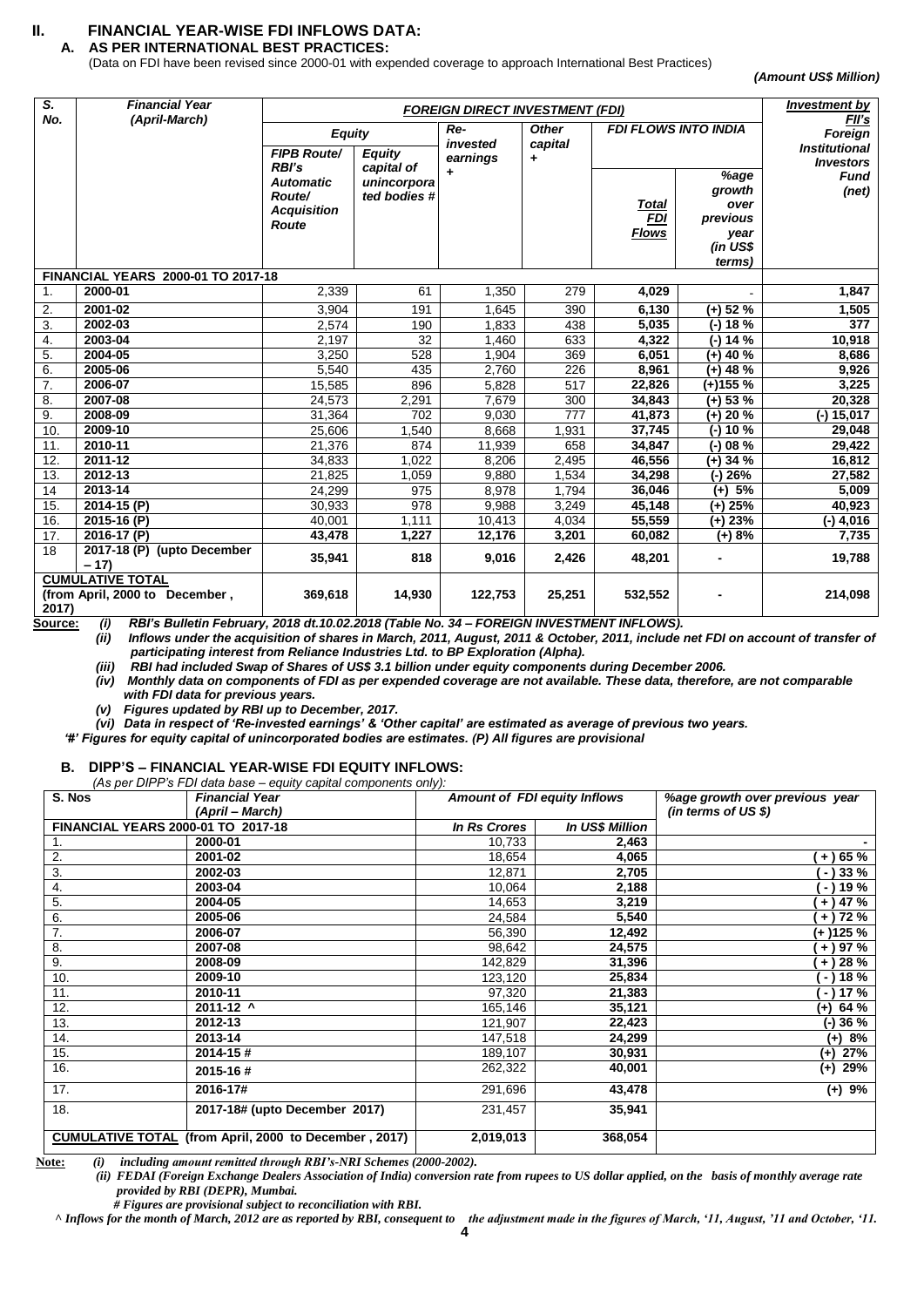## II. FINANCIAL YEAR-WISE FDI INFLOWS DATA:

### A. AS PER INTERNATIONAL BEST PRACTICES:

(Data on FDI have been revised since 2000-01 with expended coverage to approach International Best Practices)

*(Amount US$ Million)*

| S. No. | Financial Year (April-March) | FOREIGN DIRECT INVESTMENT (FDI) | | | | | | Investment by FII's |
|---|---|---|---|---|---|---|---|---|
| | | Equity | | Re-invested earnings + | Other capital + | FDI FLOWS INTO INDIA | | Foreign Institutional Investors |
| | | FIPB Route/ RBI's Automatic Route/ Acquisition Route | Equity capital of unincorporated bodies # | | | Total FDI Flows | %age growth over previous year (in US$ terms) | Fund (net) |
| **FINANCIAL YEARS 2000-01 TO 2017-18** | | | | | | | | |
| 1. | **2000-01** | 2,339 | 61 | 1,350 | 279 | **4,029** | - | **1,847** |
| 2. | **2001-02** | 3,904 | 191 | 1,645 | 390 | **6,130** | **(+) 52 %** | **1,505** |
| 3. | **2002-03** | 2,574 | 190 | 1,833 | 438 | **5,035** | **(-) 18 %** | **377** |
| 4. | **2003-04** | 2,197 | 32 | 1,460 | 633 | **4,322** | **(-) 14 %** | **10,918** |
| 5. | **2004-05** | 3,250 | 528 | 1,904 | 369 | **6,051** | **(+) 40 %** | **8,686** |
| 6. | **2005-06** | 5,540 | 435 | 2,760 | 226 | **8,961** | **(+) 48 %** | **9,926** |
| 7. | **2006-07** | 15,585 | 896 | 5,828 | 517 | **22,826** | **(+)155 %** | **3,225** |
| 8. | **2007-08** | 24,573 | 2,291 | 7,679 | 300 | **34,843** | **(+) 53 %** | **20,328** |
| 9. | **2008-09** | 31,364 | 702 | 9,030 | 777 | **41,873** | **(+) 20 %** | **(-) 15,017** |
| 10. | **2009-10** | 25,606 | 1,540 | 8,668 | 1,931 | **37,745** | **(-) 10 %** | **29,048** |
| 11. | **2010-11** | 21,376 | 874 | 11,939 | 658 | **34,847** | **(-) 08 %** | **29,422** |
| 12. | **2011-12** | 34,833 | 1,022 | 8,206 | 2,495 | **46,556** | **(+) 34 %** | **16,812** |
| 13. | **2012-13** | 21,825 | 1,059 | 9,880 | 1,534 | **34,298** | **(-) 26%** | **27,582** |
| 14 | **2013-14** | 24,299 | 975 | 8,978 | 1,794 | **36,046** | **(+) 5%** | **5,009** |
| 15. | **2014-15 (P)** | 30,933 | 978 | 9,988 | 3,249 | **45,148** | **(+) 25%** | **40,923** |
| 16. | **2015-16 (P)** | 40,001 | 1,111 | 10,413 | 4,034 | **55,559** | **(+) 23%** | **(-) 4,016** |
| 17. | **2016-17 (P)** | **43,478** | **1,227** | **12,176** | **3,201** | **60,082** | **(+) 8%** | **7,735** |
| 18 | **2017-18 (P) (upto December – 17)** | **35,941** | **818** | **9,016** | **2,426** | **48,201** | **-** | **19,788** |
| **CUMULATIVE TOTAL (from April, 2000 to December, 2017)** | | **369,618** | **14,930** | **122,753** | **25,251** | **532,552** | **-** | **214,098** |

**Source:** *(i) RBI's Bulletin February, 2018 dt.10.02.2018 (Table No. 34 – FOREIGN INVESTMENT INFLOWS).*

*(ii) Inflows under the acquisition of shares in March, 2011, August, 2011 & October, 2011, include net FDI on account of transfer of participating interest from Reliance Industries Ltd. to BP Exploration (Alpha).*

*(iii) RBI had included Swap of Shares of US$ 3.1 billion under equity components during December 2006.*

*(iv) Monthly data on components of FDI as per expended coverage are not available. These data, therefore, are not comparable with FDI data for previous years.*

*(v) Figures updated by RBI up to December, 2017.*

*(vi) Data in respect of 'Re-invested earnings' & 'Other capital' are estimated as average of previous two years.*

*'#' Figures for equity capital of unincorporated bodies are estimates. (P) All figures are provisional*

### B. DIPP'S – FINANCIAL YEAR-WISE FDI EQUITY INFLOWS:

*(As per DIPP's FDI data base – equity capital components only):*

| S. Nos | Financial Year (April – March) | Amount of FDI equity Inflows | | %age growth over previous year (in terms of US $) |
|---|---|---|---|---|
| **FINANCIAL YEARS 2000-01 TO 2017-18** | | *In Rs Crores* | *In US$ Million* | |
| 1. | **2000-01** | 10,733 | **2,463** | **-** |
| 2. | **2001-02** | 18,654 | **4,065** | **( + ) 65 %** |
| 3. | **2002-03** | 12,871 | **2,705** | **( - ) 33 %** |
| 4. | **2003-04** | 10,064 | **2,188** | **( - ) 19 %** |
| 5. | **2004-05** | 14,653 | **3,219** | **( + ) 47 %** |
| 6. | **2005-06** | 24,584 | **5,540** | **( + ) 72 %** |
| 7. | **2006-07** | 56,390 | **12,492** | **(+ )125 %** |
| 8. | **2007-08** | 98,642 | **24,575** | **( + ) 97 %** |
| 9. | **2008-09** | 142,829 | **31,396** | **( + ) 28 %** |
| 10. | **2009-10** | 123,120 | **25,834** | **( - ) 18 %** |
| 11. | **2010-11** | 97,320 | **21,383** | **( - ) 17 %** |
| 12. | **2011-12 ^** | 165,146 | **35,121** | **(+) 64 %** |
| 13. | **2012-13** | 121,907 | **22,423** | **(-) 36 %** |
| 14. | **2013-14** | 147,518 | **24,299** | **(+) 8%** |
| 15. | **2014-15 #** | 189,107 | **30,931** | **(+) 27%** |
| 16. | **2015-16 #** | 262,322 | **40,001** | **(+) 29%** |
| 17. | **2016-17#** | 291,696 | **43,478** | **(+) 9%** |
| 18. | **2017-18# (upto December 2017)** | 231,457 | **35,941** | |
| **CUMULATIVE TOTAL (from April, 2000 to December , 2017)** | | **2,019,013** | **368,054** | |

**Note:** *(i) including amount remitted through RBI's-NRI Schemes (2000-2002).*

*(ii) FEDAI (Foreign Exchange Dealers Association of India) conversion rate from rupees to US dollar applied, on the basis of monthly average rate provided by RBI (DEPR), Mumbai.*

*# Figures are provisional subject to reconciliation with RBI.*

*^ Inflows for the month of March, 2012 are as reported by RBI, consequent to the adjustment made in the figures of March, '11, August, '11 and October, '11.*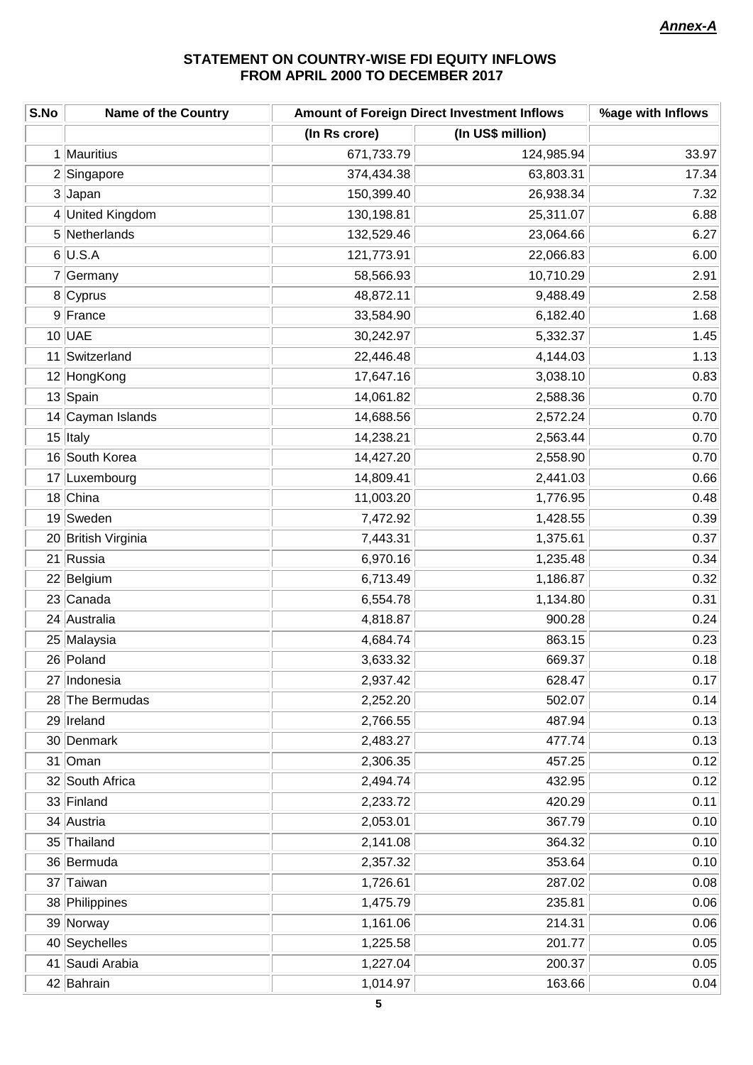***Annex-A***

## STATEMENT ON COUNTRY-WISE FDI EQUITY INFLOWS FROM APRIL 2000 TO DECEMBER 2017

| S.No | Name of the Country | Amount of Foreign Direct Investment Inflows | | %age with Inflows |
|---|---|---|---|---|
| | | (In Rs crore) | (In US$ million) | |
| 1 | Mauritius | 671,733.79 | 124,985.94 | 33.97 |
| 2 | Singapore | 374,434.38 | 63,803.31 | 17.34 |
| 3 | Japan | 150,399.40 | 26,938.34 | 7.32 |
| 4 | United Kingdom | 130,198.81 | 25,311.07 | 6.88 |
| 5 | Netherlands | 132,529.46 | 23,064.66 | 6.27 |
| 6 | U.S.A | 121,773.91 | 22,066.83 | 6.00 |
| 7 | Germany | 58,566.93 | 10,710.29 | 2.91 |
| 8 | Cyprus | 48,872.11 | 9,488.49 | 2.58 |
| 9 | France | 33,584.90 | 6,182.40 | 1.68 |
| 10 | UAE | 30,242.97 | 5,332.37 | 1.45 |
| 11 | Switzerland | 22,446.48 | 4,144.03 | 1.13 |
| 12 | HongKong | 17,647.16 | 3,038.10 | 0.83 |
| 13 | Spain | 14,061.82 | 2,588.36 | 0.70 |
| 14 | Cayman Islands | 14,688.56 | 2,572.24 | 0.70 |
| 15 | Italy | 14,238.21 | 2,563.44 | 0.70 |
| 16 | South Korea | 14,427.20 | 2,558.90 | 0.70 |
| 17 | Luxembourg | 14,809.41 | 2,441.03 | 0.66 |
| 18 | China | 11,003.20 | 1,776.95 | 0.48 |
| 19 | Sweden | 7,472.92 | 1,428.55 | 0.39 |
| 20 | British Virginia | 7,443.31 | 1,375.61 | 0.37 |
| 21 | Russia | 6,970.16 | 1,235.48 | 0.34 |
| 22 | Belgium | 6,713.49 | 1,186.87 | 0.32 |
| 23 | Canada | 6,554.78 | 1,134.80 | 0.31 |
| 24 | Australia | 4,818.87 | 900.28 | 0.24 |
| 25 | Malaysia | 4,684.74 | 863.15 | 0.23 |
| 26 | Poland | 3,633.32 | 669.37 | 0.18 |
| 27 | Indonesia | 2,937.42 | 628.47 | 0.17 |
| 28 | The Bermudas | 2,252.20 | 502.07 | 0.14 |
| 29 | Ireland | 2,766.55 | 487.94 | 0.13 |
| 30 | Denmark | 2,483.27 | 477.74 | 0.13 |
| 31 | Oman | 2,306.35 | 457.25 | 0.12 |
| 32 | South Africa | 2,494.74 | 432.95 | 0.12 |
| 33 | Finland | 2,233.72 | 420.29 | 0.11 |
| 34 | Austria | 2,053.01 | 367.79 | 0.10 |
| 35 | Thailand | 2,141.08 | 364.32 | 0.10 |
| 36 | Bermuda | 2,357.32 | 353.64 | 0.10 |
| 37 | Taiwan | 1,726.61 | 287.02 | 0.08 |
| 38 | Philippines | 1,475.79 | 235.81 | 0.06 |
| 39 | Norway | 1,161.06 | 214.31 | 0.06 |
| 40 | Seychelles | 1,225.58 | 201.77 | 0.05 |
| 41 | Saudi Arabia | 1,227.04 | 200.37 | 0.05 |
| 42 | Bahrain | 1,014.97 | 163.66 | 0.04 |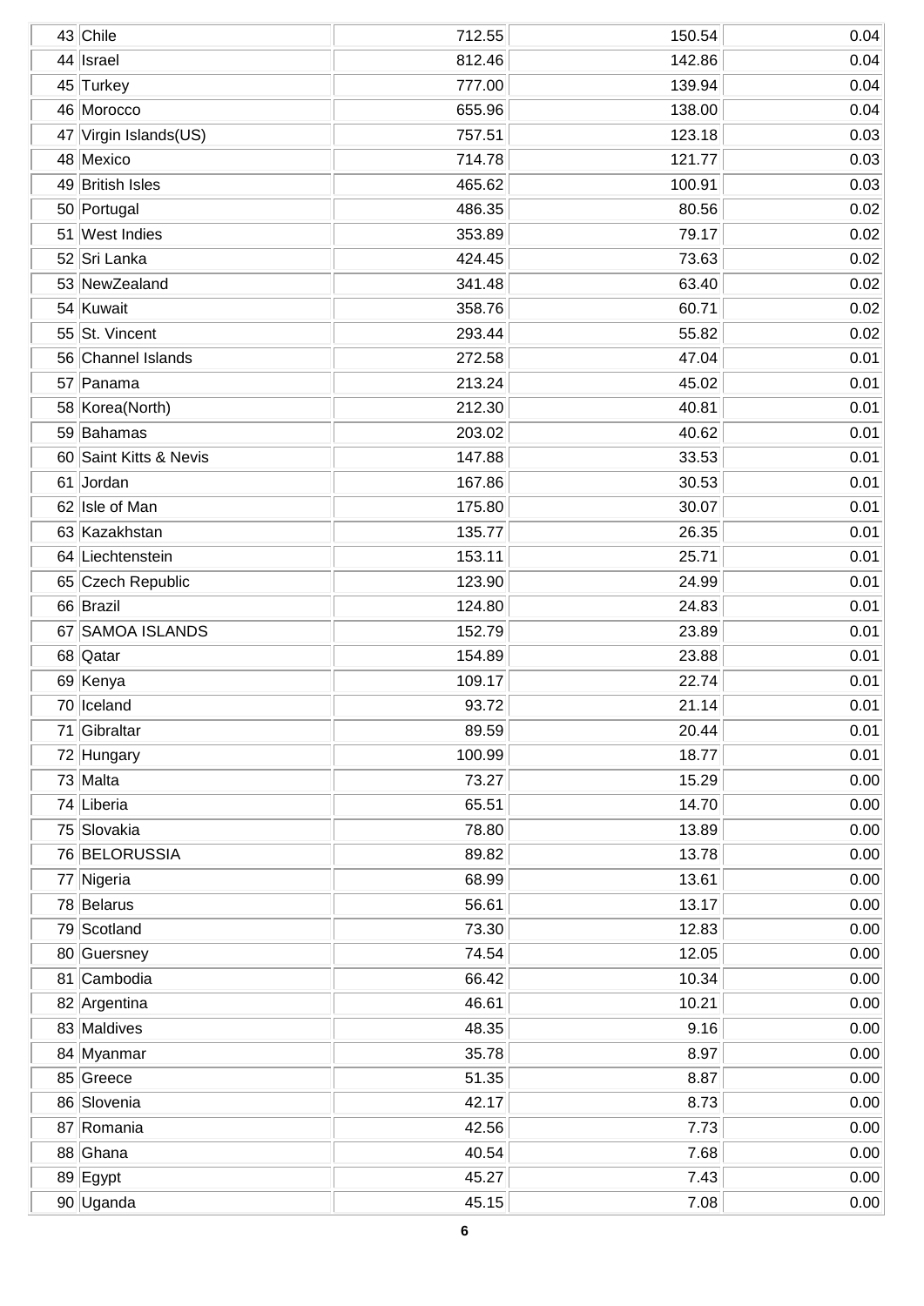| | | | | |
|---|---|---|---|---|
| 43 | Chile | 712.55 | 150.54 | 0.04 |
| 44 | Israel | 812.46 | 142.86 | 0.04 |
| 45 | Turkey | 777.00 | 139.94 | 0.04 |
| 46 | Morocco | 655.96 | 138.00 | 0.04 |
| 47 | Virgin Islands(US) | 757.51 | 123.18 | 0.03 |
| 48 | Mexico | 714.78 | 121.77 | 0.03 |
| 49 | British Isles | 465.62 | 100.91 | 0.03 |
| 50 | Portugal | 486.35 | 80.56 | 0.02 |
| 51 | West Indies | 353.89 | 79.17 | 0.02 |
| 52 | Sri Lanka | 424.45 | 73.63 | 0.02 |
| 53 | NewZealand | 341.48 | 63.40 | 0.02 |
| 54 | Kuwait | 358.76 | 60.71 | 0.02 |
| 55 | St. Vincent | 293.44 | 55.82 | 0.02 |
| 56 | Channel Islands | 272.58 | 47.04 | 0.01 |
| 57 | Panama | 213.24 | 45.02 | 0.01 |
| 58 | Korea(North) | 212.30 | 40.81 | 0.01 |
| 59 | Bahamas | 203.02 | 40.62 | 0.01 |
| 60 | Saint Kitts & Nevis | 147.88 | 33.53 | 0.01 |
| 61 | Jordan | 167.86 | 30.53 | 0.01 |
| 62 | Isle of Man | 175.80 | 30.07 | 0.01 |
| 63 | Kazakhstan | 135.77 | 26.35 | 0.01 |
| 64 | Liechtenstein | 153.11 | 25.71 | 0.01 |
| 65 | Czech Republic | 123.90 | 24.99 | 0.01 |
| 66 | Brazil | 124.80 | 24.83 | 0.01 |
| 67 | SAMOA ISLANDS | 152.79 | 23.89 | 0.01 |
| 68 | Qatar | 154.89 | 23.88 | 0.01 |
| 69 | Kenya | 109.17 | 22.74 | 0.01 |
| 70 | Iceland | 93.72 | 21.14 | 0.01 |
| 71 | Gibraltar | 89.59 | 20.44 | 0.01 |
| 72 | Hungary | 100.99 | 18.77 | 0.01 |
| 73 | Malta | 73.27 | 15.29 | 0.00 |
| 74 | Liberia | 65.51 | 14.70 | 0.00 |
| 75 | Slovakia | 78.80 | 13.89 | 0.00 |
| 76 | BELORUSSIA | 89.82 | 13.78 | 0.00 |
| 77 | Nigeria | 68.99 | 13.61 | 0.00 |
| 78 | Belarus | 56.61 | 13.17 | 0.00 |
| 79 | Scotland | 73.30 | 12.83 | 0.00 |
| 80 | Guersney | 74.54 | 12.05 | 0.00 |
| 81 | Cambodia | 66.42 | 10.34 | 0.00 |
| 82 | Argentina | 46.61 | 10.21 | 0.00 |
| 83 | Maldives | 48.35 | 9.16 | 0.00 |
| 84 | Myanmar | 35.78 | 8.97 | 0.00 |
| 85 | Greece | 51.35 | 8.87 | 0.00 |
| 86 | Slovenia | 42.17 | 8.73 | 0.00 |
| 87 | Romania | 42.56 | 7.73 | 0.00 |
| 88 | Ghana | 40.54 | 7.68 | 0.00 |
| 89 | Egypt | 45.27 | 7.43 | 0.00 |
| 90 | Uganda | 45.15 | 7.08 | 0.00 |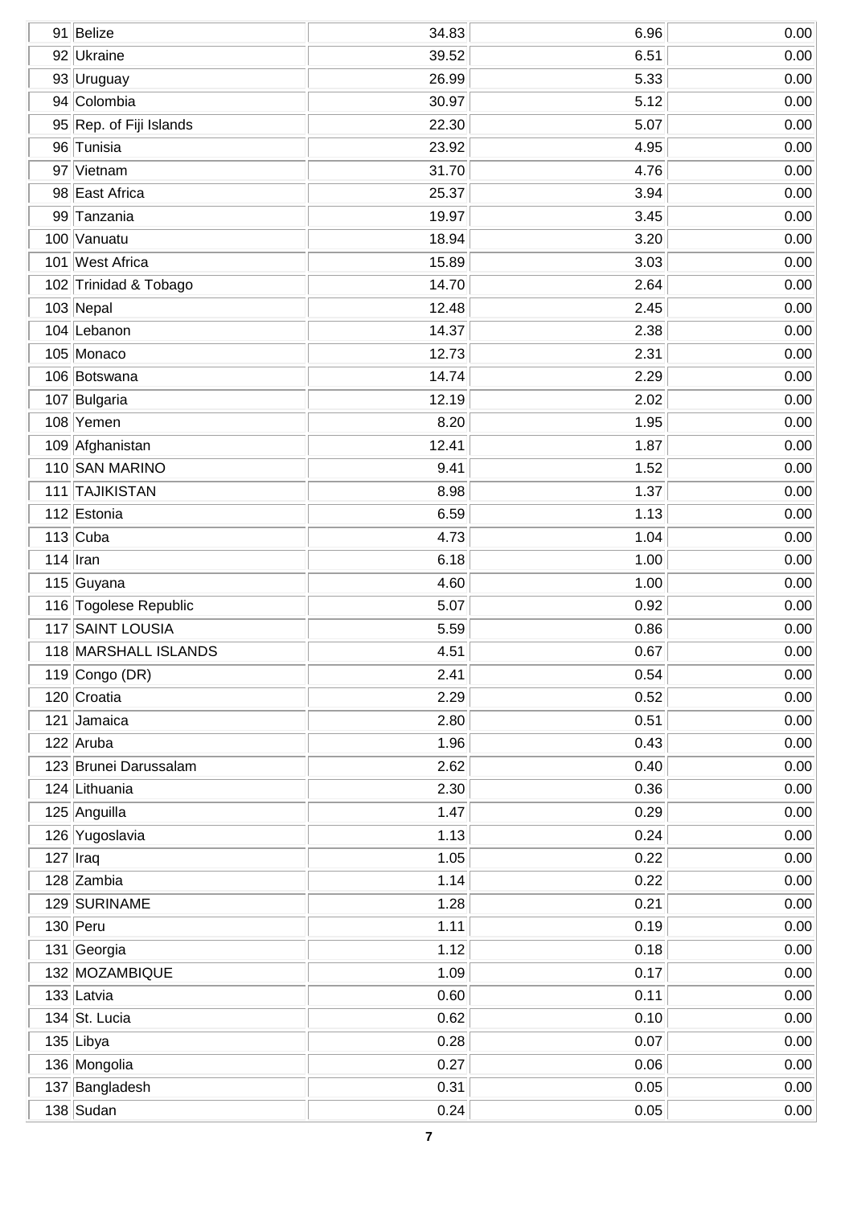| | | | | |
|---|---|---|---|---|
| 91 | Belize | 34.83 | 6.96 | 0.00 |
| 92 | Ukraine | 39.52 | 6.51 | 0.00 |
| 93 | Uruguay | 26.99 | 5.33 | 0.00 |
| 94 | Colombia | 30.97 | 5.12 | 0.00 |
| 95 | Rep. of Fiji Islands | 22.30 | 5.07 | 0.00 |
| 96 | Tunisia | 23.92 | 4.95 | 0.00 |
| 97 | Vietnam | 31.70 | 4.76 | 0.00 |
| 98 | East Africa | 25.37 | 3.94 | 0.00 |
| 99 | Tanzania | 19.97 | 3.45 | 0.00 |
| 100 | Vanuatu | 18.94 | 3.20 | 0.00 |
| 101 | West Africa | 15.89 | 3.03 | 0.00 |
| 102 | Trinidad & Tobago | 14.70 | 2.64 | 0.00 |
| 103 | Nepal | 12.48 | 2.45 | 0.00 |
| 104 | Lebanon | 14.37 | 2.38 | 0.00 |
| 105 | Monaco | 12.73 | 2.31 | 0.00 |
| 106 | Botswana | 14.74 | 2.29 | 0.00 |
| 107 | Bulgaria | 12.19 | 2.02 | 0.00 |
| 108 | Yemen | 8.20 | 1.95 | 0.00 |
| 109 | Afghanistan | 12.41 | 1.87 | 0.00 |
| 110 | SAN MARINO | 9.41 | 1.52 | 0.00 |
| 111 | TAJIKISTAN | 8.98 | 1.37 | 0.00 |
| 112 | Estonia | 6.59 | 1.13 | 0.00 |
| 113 | Cuba | 4.73 | 1.04 | 0.00 |
| 114 | Iran | 6.18 | 1.00 | 0.00 |
| 115 | Guyana | 4.60 | 1.00 | 0.00 |
| 116 | Togolese Republic | 5.07 | 0.92 | 0.00 |
| 117 | SAINT LOUSIA | 5.59 | 0.86 | 0.00 |
| 118 | MARSHALL ISLANDS | 4.51 | 0.67 | 0.00 |
| 119 | Congo (DR) | 2.41 | 0.54 | 0.00 |
| 120 | Croatia | 2.29 | 0.52 | 0.00 |
| 121 | Jamaica | 2.80 | 0.51 | 0.00 |
| 122 | Aruba | 1.96 | 0.43 | 0.00 |
| 123 | Brunei Darussalam | 2.62 | 0.40 | 0.00 |
| 124 | Lithuania | 2.30 | 0.36 | 0.00 |
| 125 | Anguilla | 1.47 | 0.29 | 0.00 |
| 126 | Yugoslavia | 1.13 | 0.24 | 0.00 |
| 127 | Iraq | 1.05 | 0.22 | 0.00 |
| 128 | Zambia | 1.14 | 0.22 | 0.00 |
| 129 | SURINAME | 1.28 | 0.21 | 0.00 |
| 130 | Peru | 1.11 | 0.19 | 0.00 |
| 131 | Georgia | 1.12 | 0.18 | 0.00 |
| 132 | MOZAMBIQUE | 1.09 | 0.17 | 0.00 |
| 133 | Latvia | 0.60 | 0.11 | 0.00 |
| 134 | St. Lucia | 0.62 | 0.10 | 0.00 |
| 135 | Libya | 0.28 | 0.07 | 0.00 |
| 136 | Mongolia | 0.27 | 0.06 | 0.00 |
| 137 | Bangladesh | 0.31 | 0.05 | 0.00 |
| 138 | Sudan | 0.24 | 0.05 | 0.00 |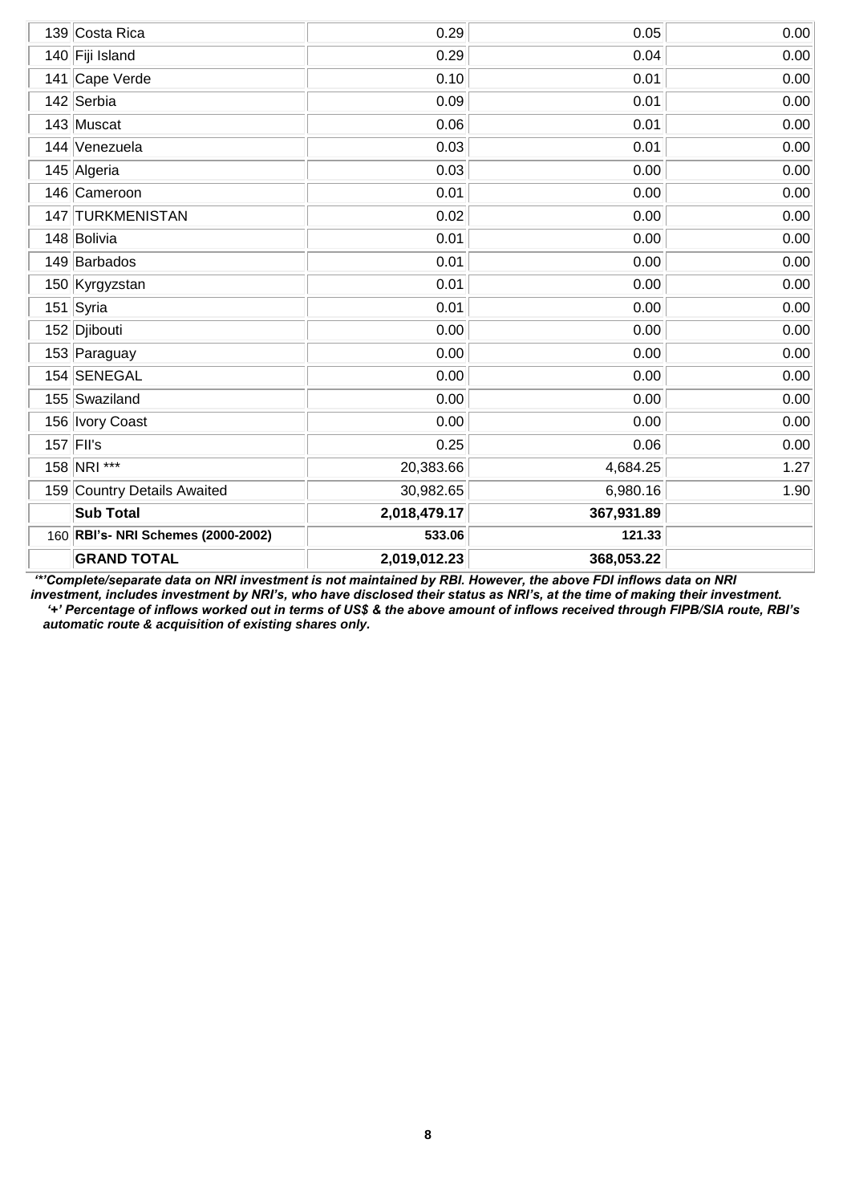| | | | | |
|---|---|---|---|---|
| 139 | Costa Rica | 0.29 | 0.05 | 0.00 |
| 140 | Fiji Island | 0.29 | 0.04 | 0.00 |
| 141 | Cape Verde | 0.10 | 0.01 | 0.00 |
| 142 | Serbia | 0.09 | 0.01 | 0.00 |
| 143 | Muscat | 0.06 | 0.01 | 0.00 |
| 144 | Venezuela | 0.03 | 0.01 | 0.00 |
| 145 | Algeria | 0.03 | 0.00 | 0.00 |
| 146 | Cameroon | 0.01 | 0.00 | 0.00 |
| 147 | TURKMENISTAN | 0.02 | 0.00 | 0.00 |
| 148 | Bolivia | 0.01 | 0.00 | 0.00 |
| 149 | Barbados | 0.01 | 0.00 | 0.00 |
| 150 | Kyrgyzstan | 0.01 | 0.00 | 0.00 |
| 151 | Syria | 0.01 | 0.00 | 0.00 |
| 152 | Djibouti | 0.00 | 0.00 | 0.00 |
| 153 | Paraguay | 0.00 | 0.00 | 0.00 |
| 154 | SENEGAL | 0.00 | 0.00 | 0.00 |
| 155 | Swaziland | 0.00 | 0.00 | 0.00 |
| 156 | Ivory Coast | 0.00 | 0.00 | 0.00 |
| 157 | FII's | 0.25 | 0.06 | 0.00 |
| 158 | NRI *** | 20,383.66 | 4,684.25 | 1.27 |
| 159 | Country Details Awaited | 30,982.65 | 6,980.16 | 1.90 |
| | **Sub Total** | **2,018,479.17** | **367,931.89** | |
| 160 | **RBI's- NRI Schemes (2000-2002)** | **533.06** | **121.33** | |
| | **GRAND TOTAL** | **2,019,012.23** | **368,053.22** | |

***'*'Complete/separate data on NRI investment is not maintained by RBI. However, the above FDI inflows data on NRI investment, includes investment by NRI's, who have disclosed their status as NRI's, at the time of making their investment.***

***'+' Percentage of inflows worked out in terms of US$ & the above amount of inflows received through FIPB/SIA route, RBI's automatic route & acquisition of existing shares only.***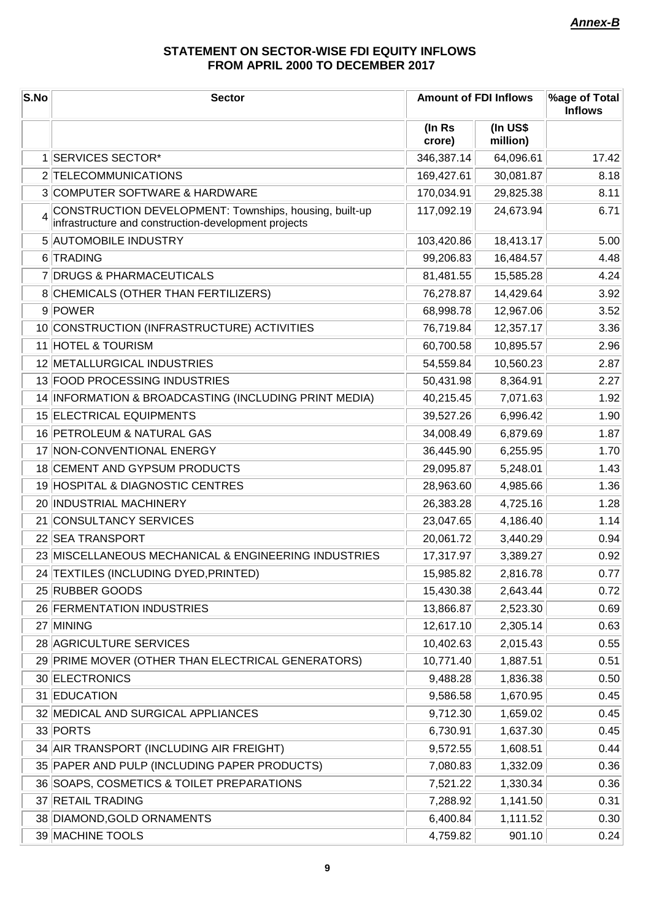***Annex-B***

## STATEMENT ON SECTOR-WISE FDI EQUITY INFLOWS FROM APRIL 2000 TO DECEMBER 2017

| S.No | Sector | Amount of FDI Inflows | | %age of Total Inflows |
|---|---|---|---|---|
| | | (In Rs crore) | (In US$ million) | |
| 1 | SERVICES SECTOR* | 346,387.14 | 64,096.61 | 17.42 |
| 2 | TELECOMMUNICATIONS | 169,427.61 | 30,081.87 | 8.18 |
| 3 | COMPUTER SOFTWARE & HARDWARE | 170,034.91 | 29,825.38 | 8.11 |
| 4 | CONSTRUCTION DEVELOPMENT: Townships, housing, built-up infrastructure and construction-development projects | 117,092.19 | 24,673.94 | 6.71 |
| 5 | AUTOMOBILE INDUSTRY | 103,420.86 | 18,413.17 | 5.00 |
| 6 | TRADING | 99,206.83 | 16,484.57 | 4.48 |
| 7 | DRUGS & PHARMACEUTICALS | 81,481.55 | 15,585.28 | 4.24 |
| 8 | CHEMICALS (OTHER THAN FERTILIZERS) | 76,278.87 | 14,429.64 | 3.92 |
| 9 | POWER | 68,998.78 | 12,967.06 | 3.52 |
| 10 | CONSTRUCTION (INFRASTRUCTURE) ACTIVITIES | 76,719.84 | 12,357.17 | 3.36 |
| 11 | HOTEL & TOURISM | 60,700.58 | 10,895.57 | 2.96 |
| 12 | METALLURGICAL INDUSTRIES | 54,559.84 | 10,560.23 | 2.87 |
| 13 | FOOD PROCESSING INDUSTRIES | 50,431.98 | 8,364.91 | 2.27 |
| 14 | INFORMATION & BROADCASTING (INCLUDING PRINT MEDIA) | 40,215.45 | 7,071.63 | 1.92 |
| 15 | ELECTRICAL EQUIPMENTS | 39,527.26 | 6,996.42 | 1.90 |
| 16 | PETROLEUM & NATURAL GAS | 34,008.49 | 6,879.69 | 1.87 |
| 17 | NON-CONVENTIONAL ENERGY | 36,445.90 | 6,255.95 | 1.70 |
| 18 | CEMENT AND GYPSUM PRODUCTS | 29,095.87 | 5,248.01 | 1.43 |
| 19 | HOSPITAL & DIAGNOSTIC CENTRES | 28,963.60 | 4,985.66 | 1.36 |
| 20 | INDUSTRIAL MACHINERY | 26,383.28 | 4,725.16 | 1.28 |
| 21 | CONSULTANCY SERVICES | 23,047.65 | 4,186.40 | 1.14 |
| 22 | SEA TRANSPORT | 20,061.72 | 3,440.29 | 0.94 |
| 23 | MISCELLANEOUS MECHANICAL & ENGINEERING INDUSTRIES | 17,317.97 | 3,389.27 | 0.92 |
| 24 | TEXTILES (INCLUDING DYED,PRINTED) | 15,985.82 | 2,816.78 | 0.77 |
| 25 | RUBBER GOODS | 15,430.38 | 2,643.44 | 0.72 |
| 26 | FERMENTATION INDUSTRIES | 13,866.87 | 2,523.30 | 0.69 |
| 27 | MINING | 12,617.10 | 2,305.14 | 0.63 |
| 28 | AGRICULTURE SERVICES | 10,402.63 | 2,015.43 | 0.55 |
| 29 | PRIME MOVER (OTHER THAN ELECTRICAL GENERATORS) | 10,771.40 | 1,887.51 | 0.51 |
| 30 | ELECTRONICS | 9,488.28 | 1,836.38 | 0.50 |
| 31 | EDUCATION | 9,586.58 | 1,670.95 | 0.45 |
| 32 | MEDICAL AND SURGICAL APPLIANCES | 9,712.30 | 1,659.02 | 0.45 |
| 33 | PORTS | 6,730.91 | 1,637.30 | 0.45 |
| 34 | AIR TRANSPORT (INCLUDING AIR FREIGHT) | 9,572.55 | 1,608.51 | 0.44 |
| 35 | PAPER AND PULP (INCLUDING PAPER PRODUCTS) | 7,080.83 | 1,332.09 | 0.36 |
| 36 | SOAPS, COSMETICS & TOILET PREPARATIONS | 7,521.22 | 1,330.34 | 0.36 |
| 37 | RETAIL TRADING | 7,288.92 | 1,141.50 | 0.31 |
| 38 | DIAMOND,GOLD ORNAMENTS | 6,400.84 | 1,111.52 | 0.30 |
| 39 | MACHINE TOOLS | 4,759.82 | 901.10 | 0.24 |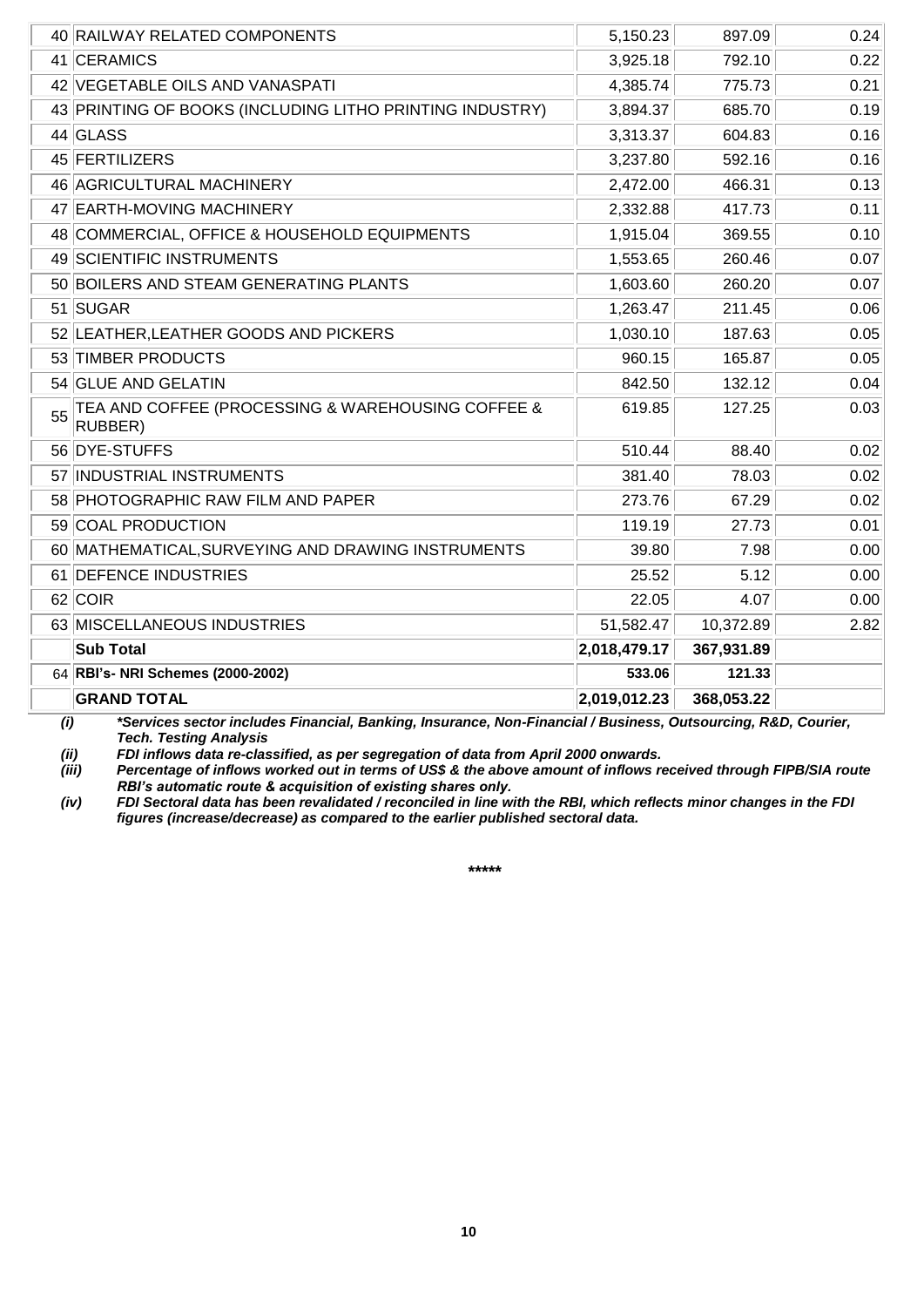| | | | | |
|---|---|---|---|---|
| 40 | RAILWAY RELATED COMPONENTS | 5,150.23 | 897.09 | 0.24 |
| 41 | CERAMICS | 3,925.18 | 792.10 | 0.22 |
| 42 | VEGETABLE OILS AND VANASPATI | 4,385.74 | 775.73 | 0.21 |
| 43 | PRINTING OF BOOKS (INCLUDING LITHO PRINTING INDUSTRY) | 3,894.37 | 685.70 | 0.19 |
| 44 | GLASS | 3,313.37 | 604.83 | 0.16 |
| 45 | FERTILIZERS | 3,237.80 | 592.16 | 0.16 |
| 46 | AGRICULTURAL MACHINERY | 2,472.00 | 466.31 | 0.13 |
| 47 | EARTH-MOVING MACHINERY | 2,332.88 | 417.73 | 0.11 |
| 48 | COMMERCIAL, OFFICE & HOUSEHOLD EQUIPMENTS | 1,915.04 | 369.55 | 0.10 |
| 49 | SCIENTIFIC INSTRUMENTS | 1,553.65 | 260.46 | 0.07 |
| 50 | BOILERS AND STEAM GENERATING PLANTS | 1,603.60 | 260.20 | 0.07 |
| 51 | SUGAR | 1,263.47 | 211.45 | 0.06 |
| 52 | LEATHER,LEATHER GOODS AND PICKERS | 1,030.10 | 187.63 | 0.05 |
| 53 | TIMBER PRODUCTS | 960.15 | 165.87 | 0.05 |
| 54 | GLUE AND GELATIN | 842.50 | 132.12 | 0.04 |
| 55 | TEA AND COFFEE (PROCESSING & WAREHOUSING COFFEE & RUBBER) | 619.85 | 127.25 | 0.03 |
| 56 | DYE-STUFFS | 510.44 | 88.40 | 0.02 |
| 57 | INDUSTRIAL INSTRUMENTS | 381.40 | 78.03 | 0.02 |
| 58 | PHOTOGRAPHIC RAW FILM AND PAPER | 273.76 | 67.29 | 0.02 |
| 59 | COAL PRODUCTION | 119.19 | 27.73 | 0.01 |
| 60 | MATHEMATICAL,SURVEYING AND DRAWING INSTRUMENTS | 39.80 | 7.98 | 0.00 |
| 61 | DEFENCE INDUSTRIES | 25.52 | 5.12 | 0.00 |
| 62 | COIR | 22.05 | 4.07 | 0.00 |
| 63 | MISCELLANEOUS INDUSTRIES | 51,582.47 | 10,372.89 | 2.82 |
| | **Sub Total** | **2,018,479.17** | **367,931.89** | |
| 64 | **RBI's- NRI Schemes (2000-2002)** | **533.06** | **121.33** | |
| | **GRAND TOTAL** | **2,019,012.23** | **368,053.22** | |

***(i)*** ***\*Services sector includes Financial, Banking, Insurance, Non-Financial / Business, Outsourcing, R&D, Courier, Tech. Testing Analysis***

***(ii)*** ***FDI inflows data re-classified, as per segregation of data from April 2000 onwards.***

***(iii)*** ***Percentage of inflows worked out in terms of US$ & the above amount of inflows received through FIPB/SIA route RBI's automatic route & acquisition of existing shares only.***

***(iv)*** ***FDI Sectoral data has been revalidated / reconciled in line with the RBI, which reflects minor changes in the FDI figures (increase/decrease) as compared to the earlier published sectoral data.***

*****